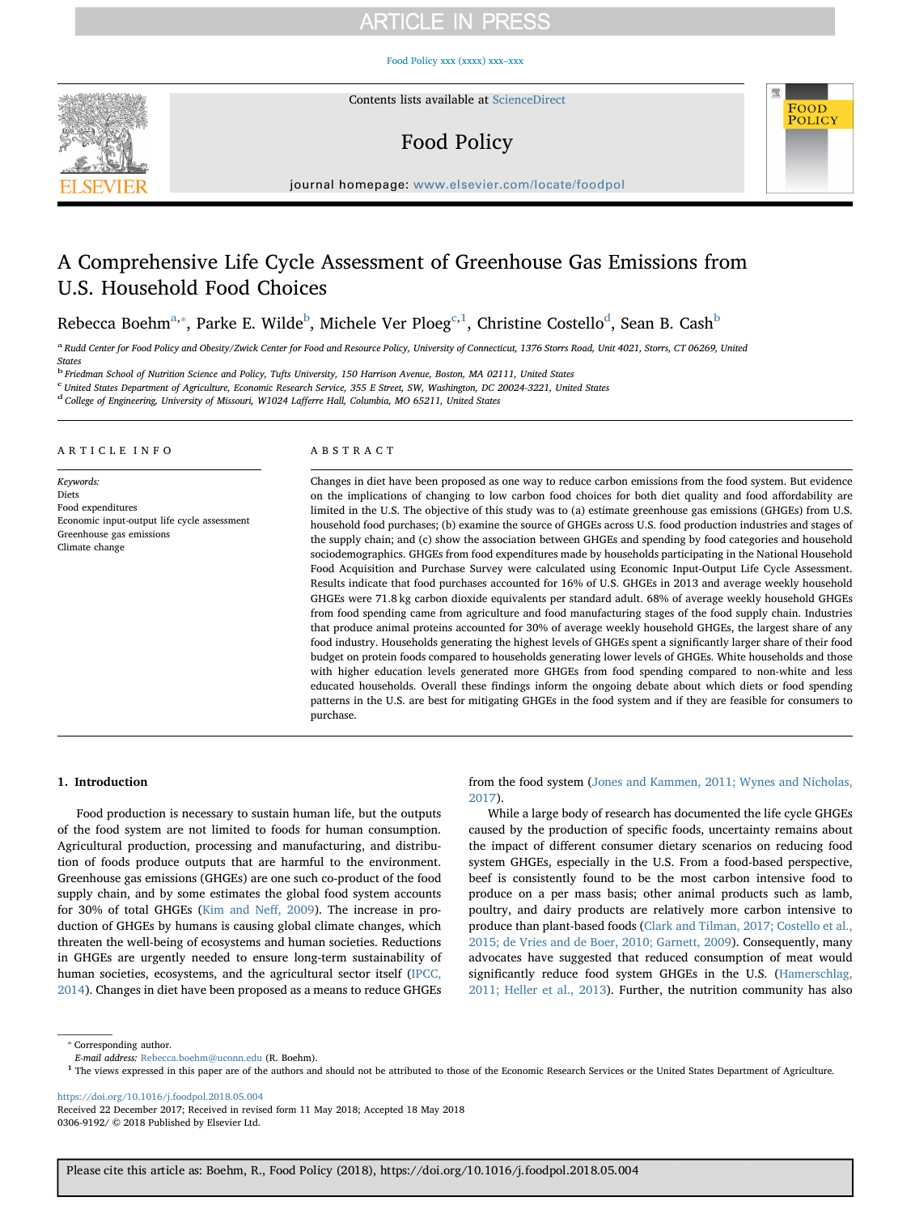# A Comprehensive Life Cycle Assessment of Greenhouse Gas Emissions from U.S. Household Food Choices

Rebecca Boehm[a,*], Parke E. Wilde[b], Michele Ver Ploeg[c,1], Christine Costello[d], Sean B. Cash[b]

[a] Rudd Center for Food Policy and Obesity/Zwick Center for Food and Resource Policy, University of Connecticut, 1376 Storrs Road, Unit 4021, Storrs, CT 06269, United States

[b] Friedman School of Nutrition Science and Policy, Tufts University, 150 Harrison Avenue, Boston, MA 02111, United States

[c] United States Department of Agriculture, Economic Research Service, 355 E Street, SW, Washington, DC 20024-3221, United States

[d] College of Engineering, University of Missouri, W1024 Lafferre Hall, Columbia, MO 65211, United States

## ARTICLE INFO

*Keywords:*
Diets
Food expenditures
Economic input-output life cycle assessment
Greenhouse gas emissions
Climate change

## ABSTRACT

Changes in diet have been proposed as one way to reduce carbon emissions from the food system. But evidence on the implications of changing to low carbon food choices for both diet quality and food affordability are limited in the U.S. The objective of this study was to (a) estimate greenhouse gas emissions (GHGEs) from U.S. household food purchases; (b) examine the source of GHGEs across U.S. food production industries and stages of the supply chain; and (c) show the association between GHGEs and spending by food categories and household sociodemographics. GHGEs from food expenditures made by households participating in the National Household Food Acquisition and Purchase Survey were calculated using Economic Input-Output Life Cycle Assessment. Results indicate that food purchases accounted for 16% of U.S. GHGEs in 2013 and average weekly household GHGEs were 71.8 kg carbon dioxide equivalents per standard adult. 68% of average weekly household GHGEs from food spending came from agriculture and food manufacturing stages of the food supply chain. Industries that produce animal proteins accounted for 30% of average weekly household GHGEs, the largest share of any food industry. Households generating the highest levels of GHGEs spent a significantly larger share of their food budget on protein foods compared to households generating lower levels of GHGEs. White households and those with higher education levels generated more GHGEs from food spending compared to non-white and less educated households. Overall these findings inform the ongoing debate about which diets or food spending patterns in the U.S. are best for mitigating GHGEs in the food system and if they are feasible for consumers to purchase.

## 1. Introduction

Food production is necessary to sustain human life, but the outputs of the food system are not limited to foods for human consumption. Agricultural production, processing and manufacturing, and distribution of foods produce outputs that are harmful to the environment. Greenhouse gas emissions (GHGEs) are one such co-product of the food supply chain, and by some estimates the global food system accounts for 30% of total GHGEs (Kim and Neff, 2009). The increase in production of GHGEs by humans is causing global climate changes, which threaten the well-being of ecosystems and human societies. Reductions in GHGEs are urgently needed to ensure long-term sustainability of human societies, ecosystems, and the agricultural sector itself (IPCC, 2014). Changes in diet have been proposed as a means to reduce GHGEs from the food system (Jones and Kammen, 2011; Wynes and Nicholas, 2017).

While a large body of research has documented the life cycle GHGEs caused by the production of specific foods, uncertainty remains about the impact of different consumer dietary scenarios on reducing food system GHGEs, especially in the U.S. From a food-based perspective, beef is consistently found to be the most carbon intensive food to produce on a per mass basis; other animal products such as lamb, poultry, and dairy products are relatively more carbon intensive to produce than plant-based foods (Clark and Tilman, 2017; Costello et al., 2015; de Vries and de Boer, 2010; Garnett, 2009). Consequently, many advocates have suggested that reduced consumption of meat would significantly reduce food system GHGEs in the U.S. (Hamerschlag, 2011; Heller et al., 2013). Further, the nutrition community has also

---

\* Corresponding author.
*E-mail address:* Rebecca.boehm@uconn.edu (R. Boehm).

[1] The views expressed in this paper are of the authors and should not be attributed to those of the Economic Research Services or the United States Department of Agriculture.

https://doi.org/10.1016/j.foodpol.2018.05.004
Received 22 December 2017; Received in revised form 11 May 2018; Accepted 18 May 2018
0306-9192/ © 2018 Published by Elsevier Ltd.

Please cite this article as: Boehm, R., Food Policy (2018), https://doi.org/10.1016/j.foodpol.2018.05.004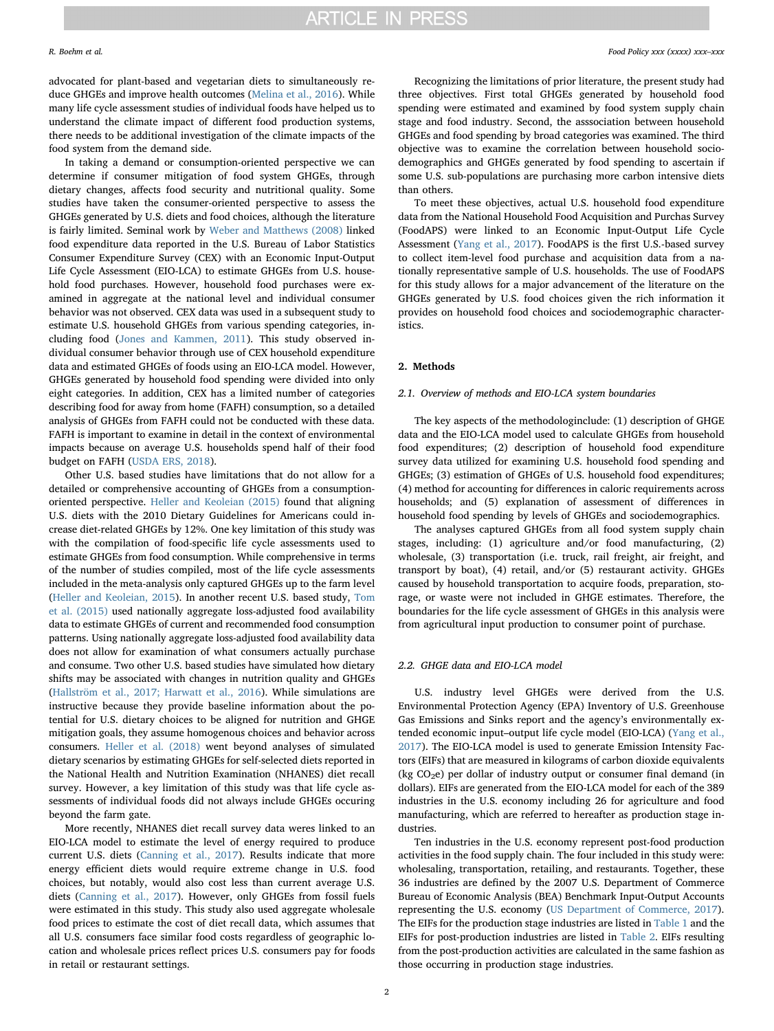advocated for plant-based and vegetarian diets to simultaneously reduce GHGEs and improve health outcomes (Melina et al., 2016). While many life cycle assessment studies of individual foods have helped us to understand the climate impact of different food production systems, there needs to be additional investigation of the climate impacts of the food system from the demand side.

In taking a demand or consumption-oriented perspective we can determine if consumer mitigation of food system GHGEs, through dietary changes, affects food security and nutritional quality. Some studies have taken the consumer-oriented perspective to assess the GHGEs generated by U.S. diets and food choices, although the literature is fairly limited. Seminal work by Weber and Matthews (2008) linked food expenditure data reported in the U.S. Bureau of Labor Statistics Consumer Expenditure Survey (CEX) with an Economic Input-Output Life Cycle Assessment (EIO-LCA) to estimate GHGEs from U.S. household food purchases. However, household food purchases were examined in aggregate at the national level and individual consumer behavior was not observed. CEX data was used in a subsequent study to estimate U.S. household GHGEs from various spending categories, including food (Jones and Kammen, 2011). This study observed individual consumer behavior through use of CEX household expenditure data and estimated GHGEs of foods using an EIO-LCA model. However, GHGEs generated by household food spending were divided into only eight categories. In addition, CEX has a limited number of categories describing food for away from home (FAFH) consumption, so a detailed analysis of GHGEs from FAFH could not be conducted with these data. FAFH is important to examine in detail in the context of environmental impacts because on average U.S. households spend half of their food budget on FAFH (USDA ERS, 2018).

Other U.S. based studies have limitations that do not allow for a detailed or comprehensive accounting of GHGEs from a consumption-oriented perspective. Heller and Keoleian (2015) found that aligning U.S. diets with the 2010 Dietary Guidelines for Americans could increase diet-related GHGEs by 12%. One key limitation of this study was with the compilation of food-specific life cycle assessments used to estimate GHGEs from food consumption. While comprehensive in terms of the number of studies compiled, most of the life cycle assessments included in the meta-analysis only captured GHGEs up to the farm level (Heller and Keoleian, 2015). In another recent U.S. based study, Tom et al. (2015) used nationally aggregate loss-adjusted food availability data to estimate GHGEs of current and recommended food consumption patterns. Using nationally aggregate loss-adjusted food availability data does not allow for examination of what consumers actually purchase and consume. Two other U.S. based studies have simulated how dietary shifts may be associated with changes in nutrition quality and GHGEs (Hallström et al., 2017; Harwatt et al., 2016). While simulations are instructive because they provide baseline information about the potential for U.S. dietary choices to be aligned for nutrition and GHGE mitigation goals, they assume homogenous choices and behavior across consumers. Heller et al. (2018) went beyond analyses of simulated dietary scenarios by estimating GHGEs for self-selected diets reported in the National Health and Nutrition Examination (NHANES) diet recall survey. However, a key limitation of this study was that life cycle assessments of individual foods did not always include GHGEs occuring beyond the farm gate.

More recently, NHANES diet recall survey data weres linked to an EIO-LCA model to estimate the level of energy required to produce current U.S. diets (Canning et al., 2017). Results indicate that more energy efficient diets would require extreme change in U.S. food choices, but notably, would also cost less than current average U.S. diets (Canning et al., 2017). However, only GHGEs from fossil fuels were estimated in this study. This study also used aggregate wholesale food prices to estimate the cost of diet recall data, which assumes that all U.S. consumers face similar food costs regardless of geographic location and wholesale prices reflect prices U.S. consumers pay for foods in retail or restaurant settings.

Recognizing the limitations of prior literature, the present study had three objectives. First total GHGEs generated by household food spending were estimated and examined by food system supply chain stage and food industry. Second, the asssociation between household GHGEs and food spending by broad categories was examined. The third objective was to examine the correlation between household sociodemographics and GHGEs generated by food spending to ascertain if some U.S. sub-populations are purchasing more carbon intensive diets than others.

To meet these objectives, actual U.S. household food expenditure data from the National Household Food Acquisition and Purchas Survey (FoodAPS) were linked to an Economic Input-Output Life Cycle Assessment (Yang et al., 2017). FoodAPS is the first U.S.-based survey to collect item-level food purchase and acquisition data from a nationally representative sample of U.S. households. The use of FoodAPS for this study allows for a major advancement of the literature on the GHGEs generated by U.S. food choices given the rich information it provides on household food choices and sociodemographic characteristics.

## 2. Methods

### 2.1. Overview of methods and EIO-LCA system boundaries

The key aspects of the methodologinclude: (1) description of GHGE data and the EIO-LCA model used to calculate GHGEs from household food expenditures; (2) description of household food expenditure survey data utilized for examining U.S. household food spending and GHGEs; (3) estimation of GHGEs of U.S. household food expenditures; (4) method for accounting for differences in caloric requirements across households; and (5) explanation of assessment of differences in household food spending by levels of GHGEs and sociodemographics.

The analyses captured GHGEs from all food system supply chain stages, including: (1) agriculture and/or food manufacturing, (2) wholesale, (3) transportation (i.e. truck, rail freight, air freight, and transport by boat), (4) retail, and/or (5) restaurant activity. GHGEs caused by household transportation to acquire foods, preparation, storage, or waste were not included in GHGE estimates. Therefore, the boundaries for the life cycle assessment of GHGEs in this analysis were from agricultural input production to consumer point of purchase.

### 2.2. GHGE data and EIO-LCA model

U.S. industry level GHGEs were derived from the U.S. Environmental Protection Agency (EPA) Inventory of U.S. Greenhouse Gas Emissions and Sinks report and the agency's environmentally extended economic input–output life cycle model (EIO-LCA) (Yang et al., 2017). The EIO-LCA model is used to generate Emission Intensity Factors (EIFs) that are measured in kilograms of carbon dioxide equivalents (kg $CO_2e$) per dollar of industry output or consumer final demand (in dollars). EIFs are generated from the EIO-LCA model for each of the 389 industries in the U.S. economy including 26 for agriculture and food manufacturing, which are referred to hereafter as production stage industries.

Ten industries in the U.S. economy represent post-food production activities in the food supply chain. The four included in this study were: wholesaling, transportation, retailing, and restaurants. Together, these 36 industries are defined by the 2007 U.S. Department of Commerce Bureau of Economic Analysis (BEA) Benchmark Input-Output Accounts representing the U.S. economy (US Department of Commerce, 2017). The EIFs for the production stage industries are listed in Table 1 and the EIFs for post-production industries are listed in Table 2. EIFs resulting from the post-production activities are calculated in the same fashion as those occurring in production stage industries.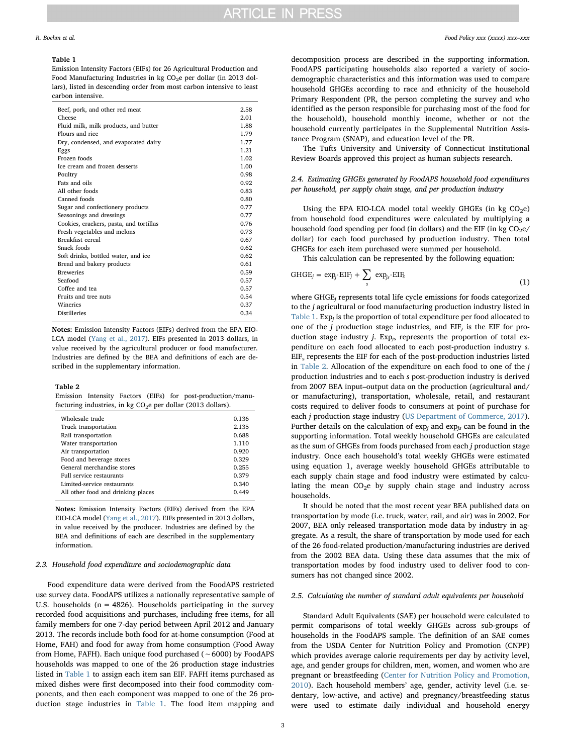**Table 1**
Emission Intensity Factors (EIFs) for 26 Agricultural Production and Food Manufacturing Industries in kg $CO_2e$ per dollar (in 2013 dollars), listed in descending order from most carbon intensive to least carbon intensive.

| | |
|---|---|
| Beef, pork, and other red meat | 2.58 |
| Cheese | 2.01 |
| Fluid milk, milk products, and butter | 1.88 |
| Flours and rice | 1.79 |
| Dry, condensed, and evaporated dairy | 1.77 |
| Eggs | 1.21 |
| Frozen foods | 1.02 |
| Ice cream and frozen desserts | 1.00 |
| Poultry | 0.98 |
| Fats and oils | 0.92 |
| All other foods | 0.83 |
| Canned foods | 0.80 |
| Sugar and confectionery products | 0.77 |
| Seasonings and dressings | 0.77 |
| Cookies, crackers, pasta, and tortillas | 0.76 |
| Fresh vegetables and melons | 0.73 |
| Breakfast cereal | 0.67 |
| Snack foods | 0.62 |
| Soft drinks, bottled water, and ice | 0.62 |
| Bread and bakery products | 0.61 |
| Breweries | 0.59 |
| Seafood | 0.57 |
| Coffee and tea | 0.57 |
| Fruits and tree nuts | 0.54 |
| Wineries | 0.37 |
| Distilleries | 0.34 |

**Notes:** Emission Intensity Factors (EIFs) derived from the EPA EIO-LCA model (Yang et al., 2017). EIFs presented in 2013 dollars, in value received by the agricultural producer or food manufacturer. Industries are defined by the BEA and definitions of each are described in the supplementary information.

**Table 2**
Emission Intensity Factors (EIFs) for post-production/manufacturing industries, in kg $CO_2e$ per dollar (2013 dollars).

| | |
|---|---|
| Wholesale trade | 0.136 |
| Truck transportation | 2.135 |
| Rail transportation | 0.688 |
| Water transportation | 1.110 |
| Air transportation | 0.920 |
| Food and beverage stores | 0.329 |
| General merchandise stores | 0.255 |
| Full service restaurants | 0.379 |
| Limited-service restaurants | 0.340 |
| All other food and drinking places | 0.449 |

**Notes:** Emission Intensity Factors (EIFs) derived from the EPA EIO-LCA model (Yang et al., 2017). EIFs presented in 2013 dollars, in value received by the producer. Industries are defined by the BEA and definitions of each are described in the supplementary information.

### 2.3. Household food expenditure and sociodemographic data

Food expenditure data were derived from the FoodAPS restricted use survey data. FoodAPS utilizes a nationally representative sample of U.S. households (n = 4826). Households participating in the survey recorded food acquisitions and purchases, including free items, for all family members for one 7-day period between April 2012 and January 2013. The records include both food for at-home consumption (Food at Home, FAH) and food for away from home consumption (Food Away from Home, FAFH). Each unique food purchased (~6000) by FoodAPS households was mapped to one of the 26 production stage industries listed in Table 1 to assign each item san EIF. FAFH items purchased as mixed dishes were first decomposed into their food commodity components, and then each component was mapped to one of the 26 production stage industries in Table 1. The food item mapping and decomposition process are described in the supporting information. FoodAPS participating households also reported a variety of sociodemographic characteristics and this information was used to compare household GHGEs according to race and ethnicity of the household Primary Respondent (PR, the person completing the survey and who identified as the person responsible for purchasing most of the food for the household), household monthly income, whether or not the household currently participates in the Supplemental Nutrition Assistance Program (SNAP), and education level of the PR.

The Tufts University and University of Connecticut Institutional Review Boards approved this project as human subjects research.

### 2.4. Estimating GHGEs generated by FoodAPS household food expenditures per household, per supply chain stage, and per production industry

Using the EPA EIO-LCA model total weekly GHGEs (in kg $CO_2e$) from household food expenditures were calculated by multiplying a household food spending per food (in dollars) and the EIF (in kg $CO_2e$/dollar) for each food purchased by production industry. Then total GHGEs for each item purchased were summed per household.

This calculation can be represented by the following equation:

$$\mathrm{GHGE}_j = \exp_j \cdot \mathrm{EIF}_j + \sum_s \exp_{js} \cdot \mathrm{EIF}_s \tag{1}$$

where $\mathrm{GHGE}_j$ represents total life cycle emissions for foods categorized to the $j$ agricultural or food manufacturing production industry listed in Table 1. $\mathrm{Exp}_j$ is the proportion of total expenditure per food allocated to one of the $j$ production stage industries, and $\mathrm{EIF}_j$ is the EIF for production stage industry $j$. $\mathrm{Exp}_{js}$ represents the proportion of total expenditure on each food allocated to each post-production industry $s$. $\mathrm{EIF}_s$ represents the EIF for each of the post-production industries listed in Table 2. Allocation of the expenditure on each food to one of the $j$ production industries and to each $s$ post-production industry is derived from 2007 BEA input–output data on the production (agricultural and/or manufacturing), transportation, wholesale, retail, and restaurant costs required to deliver foods to consumers at point of purchase for each $j$ production stage industry (US Department of Commerce, 2017). Further details on the calculation of $\exp_j$ and $\exp_{js}$ can be found in the supporting information. Total weekly household GHGEs are calculated as the sum of GHGEs from foods purchased from each $j$ production stage industry. Once each household's total weekly GHGEs were estimated using equation 1, average weekly household GHGEs attributable to each supply chain stage and food industry were estimated by calculating the mean $CO_2e$ by supply chain stage and industry across households.

It should be noted that the most recent year BEA published data on transportation by mode (i.e. truck, water, rail, and air) was in 2002. For 2007, BEA only released transportation mode data by industry in aggregate. As a result, the share of transportation by mode used for each of the 26 food-related production/manufacturing industries are derived from the 2002 BEA data. Using these data assumes that the mix of transportation modes by food industry used to deliver food to consumers has not changed since 2002.

### 2.5. Calculating the number of standard adult equivalents per household

Standard Adult Equivalents (SAE) per household were calculated to permit comparisons of total weekly GHGEs across sub-groups of households in the FoodAPS sample. The definition of an SAE comes from the USDA Center for Nutrition Policy and Promotion (CNPP) which provides average calorie requirements per day by activity level, age, and gender groups for children, men, women, and women who are pregnant or breastfeeding (Center for Nutrition Policy and Promotion, 2010). Each household members' age, gender, activity level (i.e. sedentary, low-active, and active) and pregnancy/breastfeeding status were used to estimate daily individual and household energy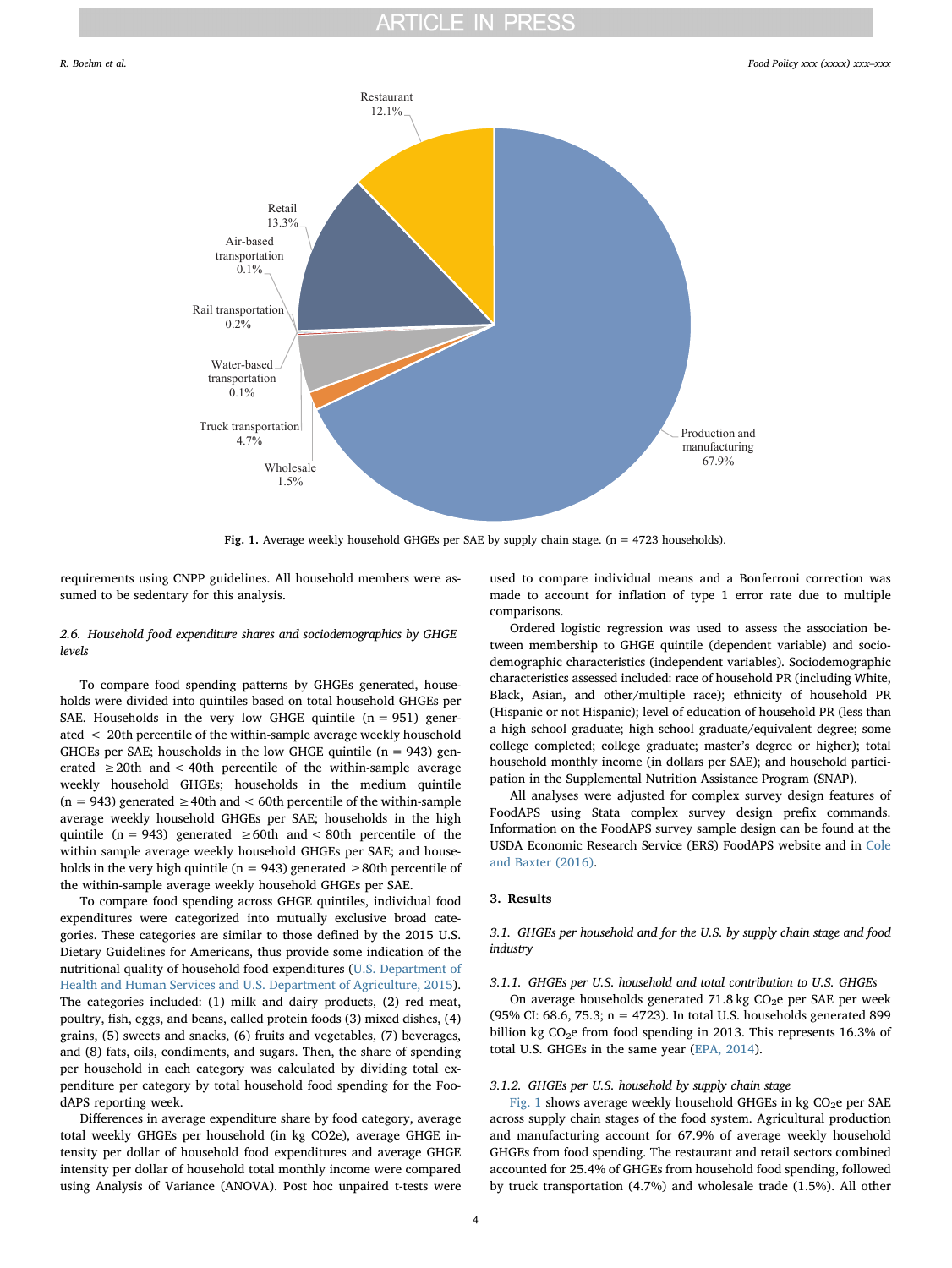Fig. 1. Average weekly household GHGEs per SAE by supply chain stage. (n = 4723 households).

requirements using CNPP guidelines. All household members were assumed to be sedentary for this analysis.

### 2.6. Household food expenditure shares and sociodemographics by GHGE levels

To compare food spending patterns by GHGEs generated, households were divided into quintiles based on total household GHGEs per SAE. Households in the very low GHGE quintile (n = 951) generated < 20th percentile of the within-sample average weekly household GHGEs per SAE; households in the low GHGE quintile (n = 943) generated ≥20th and < 40th percentile of the within-sample average weekly household GHGEs; households in the medium quintile (n = 943) generated ≥40th and < 60th percentile of the within-sample average weekly household GHGEs per SAE; households in the high quintile (n = 943) generated ≥60th and < 80th percentile of the within sample average weekly household GHGEs per SAE; and households in the very high quintile (n = 943) generated ≥80th percentile of the within-sample average weekly household GHGEs per SAE.

To compare food spending across GHGE quintiles, individual food expenditures were categorized into mutually exclusive broad categories. These categories are similar to those defined by the 2015 U.S. Dietary Guidelines for Americans, thus provide some indication of the nutritional quality of household food expenditures (U.S. Department of Health and Human Services and U.S. Department of Agriculture, 2015). The categories included: (1) milk and dairy products, (2) red meat, poultry, fish, eggs, and beans, called protein foods (3) mixed dishes, (4) grains, (5) sweets and snacks, (6) fruits and vegetables, (7) beverages, and (8) fats, oils, condiments, and sugars. Then, the share of spending per household in each category was calculated by dividing total expenditure per category by total household food spending for the FoodAPS reporting week.

Differences in average expenditure share by food category, average total weekly GHGEs per household (in kg CO2e), average GHGE intensity per dollar of household food expenditures and average GHGE intensity per dollar of household total monthly income were compared using Analysis of Variance (ANOVA). Post hoc unpaired t-tests were used to compare individual means and a Bonferroni correction was made to account for inflation of type 1 error rate due to multiple comparisons.

Ordered logistic regression was used to assess the association between membership to GHGE quintile (dependent variable) and sociodemographic characteristics (independent variables). Sociodemographic characteristics assessed included: race of household PR (including White, Black, Asian, and other/multiple race); ethnicity of household PR (Hispanic or not Hispanic); level of education of household PR (less than a high school graduate; high school graduate/equivalent degree; some college completed; college graduate; master's degree or higher); total household monthly income (in dollars per SAE); and household participation in the Supplemental Nutrition Assistance Program (SNAP).

All analyses were adjusted for complex survey design features of FoodAPS using Stata complex survey design prefix commands. Information on the FoodAPS survey sample design can be found at the USDA Economic Research Service (ERS) FoodAPS website and in Cole and Baxter (2016).

## 3. Results

### 3.1. GHGEs per household and for the U.S. by supply chain stage and food industry

#### 3.1.1. GHGEs per U.S. household and total contribution to U.S. GHGEs

On average households generated 71.8 kg $CO_2e$ per SAE per week (95% CI: 68.6, 75.3; n = 4723). In total U.S. households generated 899 billion kg $CO_2e$ from food spending in 2013. This represents 16.3% of total U.S. GHGEs in the same year (EPA, 2014).

#### 3.1.2. GHGEs per U.S. household by supply chain stage

Fig. 1 shows average weekly household GHGEs in kg $CO_2e$ per SAE across supply chain stages of the food system. Agricultural production and manufacturing account for 67.9% of average weekly household GHGEs from food spending. The restaurant and retail sectors combined accounted for 25.4% of GHGEs from household food spending, followed by truck transportation (4.7%) and wholesale trade (1.5%). All other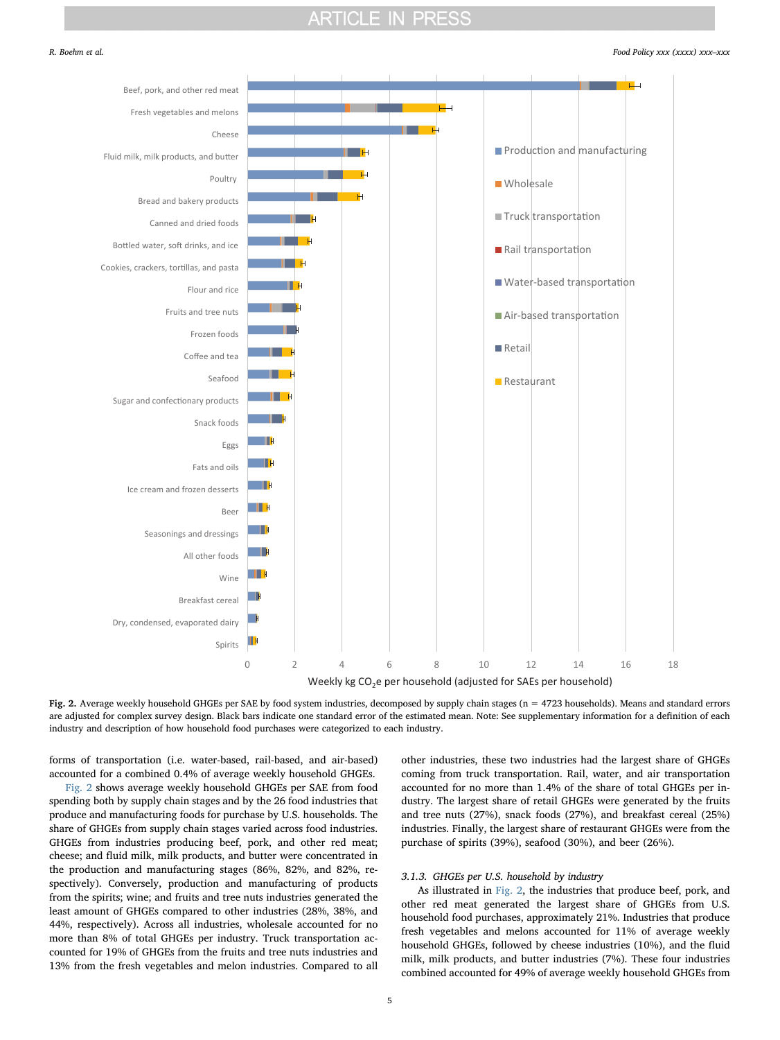**Fig. 2.** Average weekly household GHGEs per SAE by food system industries, decomposed by supply chain stages (n = 4723 households). Means and standard errors are adjusted for complex survey design. Black bars indicate one standard error of the estimated mean. Note: See supplementary information for a definition of each industry and description of how household food purchases were categorized to each industry.

forms of transportation (i.e. water-based, rail-based, and air-based) accounted for a combined 0.4% of average weekly household GHGEs.

Fig. 2 shows average weekly household GHGEs per SAE from food spending both by supply chain stages and by the 26 food industries that produce and manufacturing foods for purchase by U.S. households. The share of GHGEs from supply chain stages varied across food industries. GHGEs from industries producing beef, pork, and other red meat; cheese; and fluid milk, milk products, and butter were concentrated in the production and manufacturing stages (86%, 82%, and 82%, respectively). Conversely, production and manufacturing of products from the spirits; wine; and fruits and tree nuts industries generated the least amount of GHGEs compared to other industries (28%, 38%, and 44%, respectively). Across all industries, wholesale accounted for no more than 8% of total GHGEs per industry. Truck transportation accounted for 19% of GHGEs from the fruits and tree nuts industries and 13% from the fresh vegetables and melon industries. Compared to all other industries, these two industries had the largest share of GHGEs coming from truck transportation. Rail, water, and air transportation accounted for no more than 1.4% of the share of total GHGEs per industry. The largest share of retail GHGEs were generated by the fruits and tree nuts (27%), snack foods (27%), and breakfast cereal (25%) industries. Finally, the largest share of restaurant GHGEs were from the purchase of spirits (39%), seafood (30%), and beer (26%).

#### 3.1.3. GHGEs per U.S. household by industry

As illustrated in Fig. 2, the industries that produce beef, pork, and other red meat generated the largest share of GHGEs from U.S. household food purchases, approximately 21%. Industries that produce fresh vegetables and melons accounted for 11% of average weekly household GHGEs, followed by cheese industries (10%), and the fluid milk, milk products, and butter industries (7%). These four industries combined accounted for 49% of average weekly household GHGEs from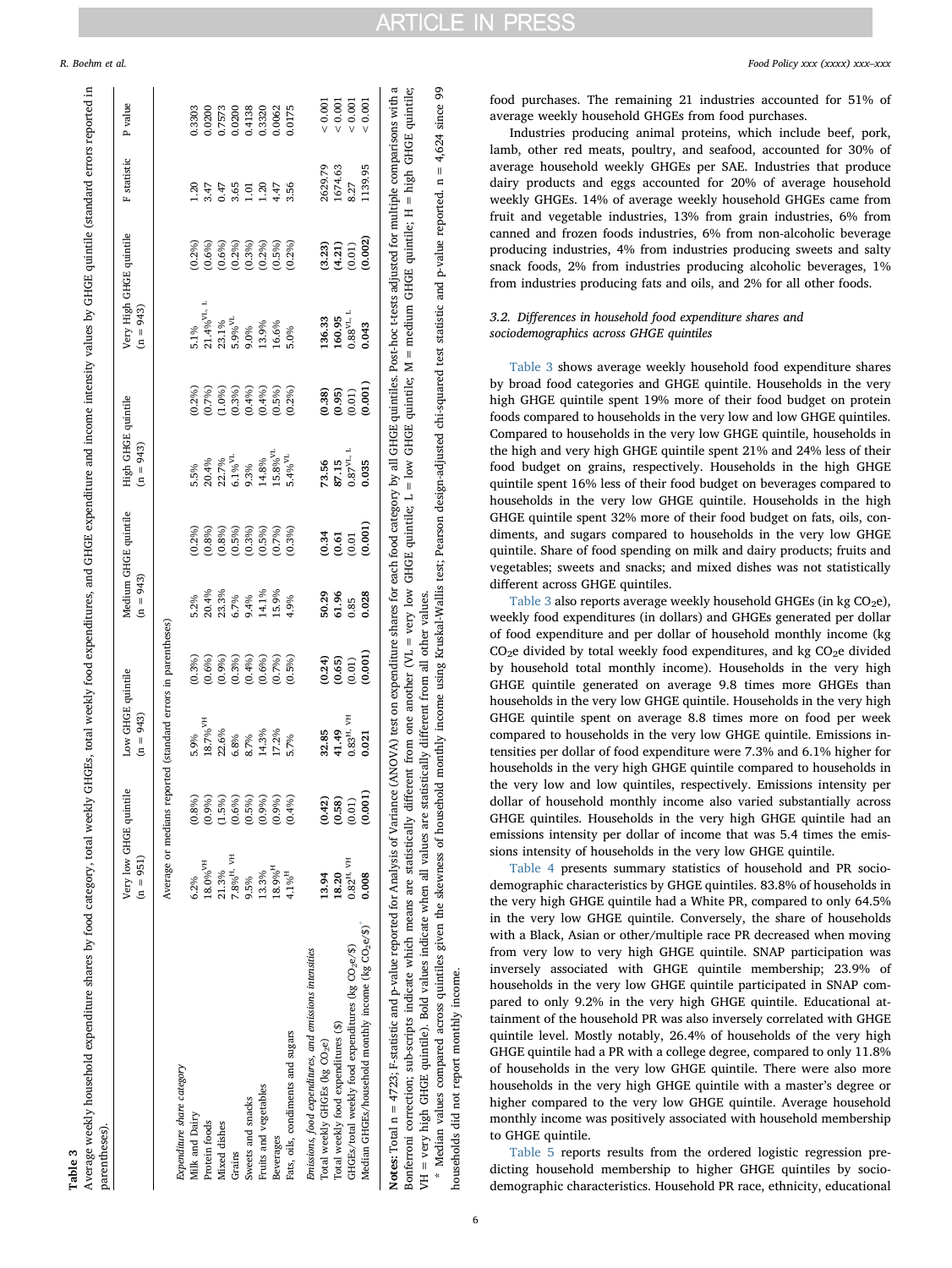**Table 3**
Average weekly household expenditure shares by food category, total weekly GHGEs, total weekly food expenditures, and GHGE expenditure and income intensity values by GHGE quintile (standard errors reported in parentheses).

| | Very low GHGE quintile (n = 951) | | Low GHGE quintile (n = 943) | | Medium GHGE quintile (n = 943) | | High GHGE quintile (n = 943) | | Very High GHGE quintile (n = 943) | | F statistic | P value |
|---|---|---|---|---|---|---|---|---|---|---|---|---|
| | Average or medians reported (standard errors in parentheses) | | | | | | | | | | | |
| *Expenditure share category* | | | | | | | | | | | | |
| Milk and Dairy | 6.2% | (0.8%) | 5.9% | (0.3%) | 5.2% | (0.2%) | 5.5% | (0.2%) | 5.1% | (0.2%) | 1.20 | 0.3303 |
| Protein foods | 18.0%[VH] | (0.9%) | 18.7%[VH] | (0.6%) | 20.4% | (0.8%) | 20.4% | (0.7%) | 21.4%[VL, L] | (0.6%) | 3.47 | 0.0200 |
| Mixed dishes | 21.3% | (1.5%) | 22.6% | (0.9%) | 23.3% | (0.8%) | 22.7% | (1.0%) | 23.1% | (0.6%) | 0.47 | 0.7573 |
| Grains | 7.8%[H, VH] | (0.6%) | 6.8% | (0.3%) | 6.7% | (0.5%) | 6.1%[VL] | (0.3%) | 5.9%[VL] | (0.2%) | 3.65 | 0.0200 |
| Sweets and snacks | 9.5% | (0.5%) | 8.7% | (0.4%) | 9.4% | (0.3%) | 9.3% | (0.4%) | 9.0% | (0.3%) | 1.01 | 0.4138 |
| Fruits and vegetables | 13.3% | (0.9%) | 14.3% | (0.6%) | 14.1% | (0.5%) | 14.8% | (0.4%) | 13.9% | (0.2%) | 1.20 | 0.3320 |
| Beverages | 18.9%[H] | (0.9%) | 17.2% | (0.7%) | 15.9% | (0.7%) | 15.8%[VL] | (0.5%) | 16.6% | (0.5%) | 4.47 | 0.0062 |
| Fats, oils, condiments and sugars | 4.1%[H] | (0.4%) | 5.7% | (0.5%) | 4.9% | (0.3%) | 5.4%[VL] | (0.2%) | 5.0% | (0.2%) | 3.56 | 0.0175 |
| *Emissions, food expenditures, and emissions intensities* | | | | | | | | | | | | |
| Total weekly GHGEs (kg $CO_2e$) | **13.94** | **(0.42)** | **32.85** | **(0.24)** | **50.29** | **(0.34** | **73.56** | **(0.38)** | **136.33** | **(3.23)** | 2629.79 | < 0.001 |
| Total weekly food expenditures ($) | **18.20** | **(0.58)** | **41.49** | **(0.65)** | **61.96** | **(0.61** | **87.15** | **(0.95)** | **160.95** | **(4.21)** | 1674.63 | < 0.001 |
| GHGEs/total weekly food expenditures (kg $CO_2e$/$) | 0.82[H, VH] | (0.01) | 0.83[H, VH] | (0.01) | 0.85 | (0.01 | 0.87[VL, L] | (0.01) | 0.88[VL, L] | (0.01) | 8.27 | < 0.001 |
| Median GHGEs/household monthly income (kg $CO_2e$/$)* | **0.008** | **(0.001)** | **0.021** | **(0.001)** | **0.028** | **(0.001)** | **0.035** | **(0.001)** | **0.043** | **(0.002)** | 1139.95 | < 0.001 |

**Notes:** Total n = 4723; F-statistic and p-value reported for Analysis of Variance (ANOVA) test on expenditure shares for each food category by all GHGE quintiles. Post-hoc t-tests adjusted for multiple comparisons with a Bonferroni correction; sub-scripts indicate which means are statistically different from one another (VL = very low GHGE quintile; L = low GHGE quintile; M = medium GHGE quintile; H = high GHGE quintile; VH = very high GHGE quintile). Bold values indicate when all values are statistically different from all other values.

* Median values compared across quintiles given the skewness of household monthly income using Kruskal-Wallis test; Pearson design-adjusted chi-squared test statistic and p-value reported. n = 4,624 since 99 households did not report monthly income.

food purchases. The remaining 21 industries accounted for 51% of average weekly household GHGEs from food purchases.

Industries producing animal proteins, which include beef, pork, lamb, other red meats, poultry, and seafood, accounted for 30% of average household weekly GHGEs per SAE. Industries that produce dairy products and eggs accounted for 20% of average household weekly GHGEs. 14% of average weekly household GHGEs came from fruit and vegetable industries, 13% from grain industries, 6% from canned and frozen foods industries, 6% from non-alcoholic beverage producing industries, 4% from industries producing sweets and salty snack foods, 2% from industries producing alcoholic beverages, 1% from industries producing fats and oils, and 2% for all other foods.

### 3.2. Differences in household food expenditure shares and sociodemographics across GHGE quintiles

Table 3 shows average weekly household food expenditure shares by broad food categories and GHGE quintile. Households in the very high GHGE quintile spent 19% more of their food budget on protein foods compared to households in the very low and low GHGE quintiles. Compared to households in the very low GHGE quintile, households in the high and very high GHGE quintile spent 21% and 24% less of their food budget on grains, respectively. Households in the high GHGE quintile spent 16% less of their food budget on beverages compared to households in the very low GHGE quintile. Households in the high GHGE quintile spent 32% more of their food budget on fats, oils, condiments, and sugars compared to households in the very low GHGE quintile. Share of food spending on milk and dairy products; fruits and vegetables; sweets and snacks; and mixed dishes was not statistically different across GHGE quintiles.

Table 3 also reports average weekly household GHGEs (in kg $CO_2e$), weekly food expenditures (in dollars) and GHGEs generated per dollar of food expenditure and per dollar of household monthly income (kg $CO_2e$ divided by total weekly food expenditures, and kg $CO_2e$ divided by household total monthly income). Households in the very high GHGE quintile generated on average 9.8 times more GHGEs than households in the very low GHGE quintile. Households in the very high GHGE quintile spent on average 8.8 times more on food per week compared to households in the very low GHGE quintile. Emissions intensities per dollar of food expenditure were 7.3% and 6.1% higher for households in the very high GHGE quintile compared to households in the very low and low quintiles, respectively. Emissions intensity per dollar of household monthly income also varied substantially across GHGE quintiles. Households in the very high GHGE quintile had an emissions intensity per dollar of income that was 5.4 times the emissions intensity of households in the very low GHGE quintile.

Table 4 presents summary statistics of household and PR sociodemographic characteristics by GHGE quintiles. 83.8% of households in the very high GHGE quintile had a White PR, compared to only 64.5% in the very low GHGE quintile. Conversely, the share of households with a Black, Asian or other/multiple race PR decreased when moving from very low to very high GHGE quintile. SNAP participation was inversely associated with GHGE quintile membership; 23.9% of households in the very low GHGE quintile participated in SNAP compared to only 9.2% in the very high GHGE quintile. Educational attainment of the household PR was also inversely correlated with GHGE quintile level. Mostly notably, 26.4% of households of the very high GHGE quintile had a PR with a college degree, compared to only 11.8% of households in the very low GHGE quintile. There were also more households in the very high GHGE quintile with a master's degree or higher compared to the very low GHGE quintile. Average household monthly income was positively associated with household membership to GHGE quintile.

Table 5 reports results from the ordered logistic regression predicting household membership to higher GHGE quintiles by sociodemographic characteristics. Household PR race, ethnicity, educational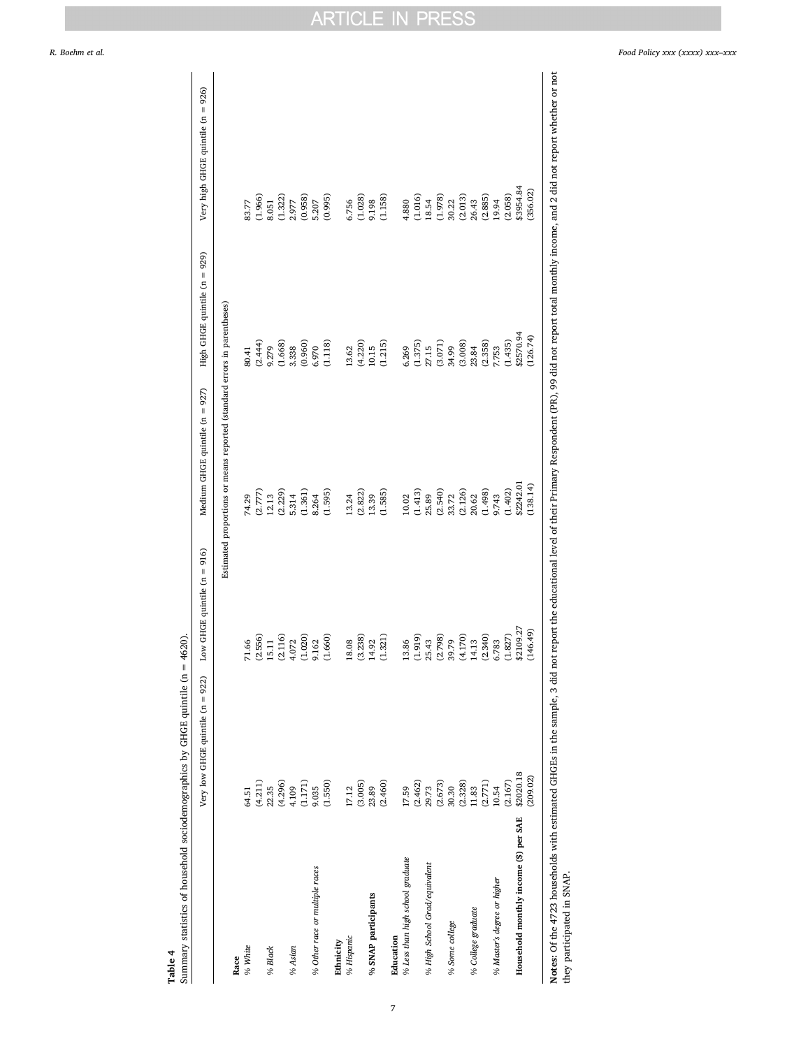**Table 4**
Summary statistics of household sociodemographics by GHGE quintile (n = 4620).

| | Very low GHGE quintile (n = 922) | Low GHGE quintile (n = 916) | Medium GHGE quintile (n = 927) | High GHGE quintile (n = 929) | Very high GHGE quintile (n = 926) |
|---|---|---|---|---|---|
| | Estimated proportions or means reported (standard errors in parentheses) | | | | |
| **Race** | | | | | |
| *% White* | 64.51 | 71.66 | 74.29 | 80.41 | 83.77 |
| | (4.211) | (2.556) | (2.777) | (2.444) | (1.966) |
| *% Black* | 22.35 | 15.11 | 12.13 | 9.279 | 8.051 |
| | (4.296) | (2.116) | (2.229) | (1.668) | (1.322) |
| *% Asian* | 4.109 | 4.072 | 5.314 | 3.338 | 2.977 |
| | (1.171) | (1.020) | (1.361) | (0.960) | (0.958) |
| *% Other race or multiple races* | 9.035 | 9.162 | 8.264 | 6.970 | 5.207 |
| | (1.550) | (1.660) | (1.595) | (1.118) | (0.995) |
| **Ethnicity** | | | | | |
| *% Hispanic* | 17.12 | 18.08 | 13.24 | 13.62 | 6.756 |
| | (3.005) | (3.238) | (2.822) | (4.220) | (1.028) |
| **% SNAP participants** | 23.89 | 14.92 | 13.39 | 10.15 | 9.198 |
| | (2.460) | (1.321) | (1.585) | (1.215) | (1.158) |
| **Education** | | | | | |
| *% Less than high school graduate* | 17.59 | 13.86 | 10.02 | 6.269 | 4.880 |
| | (2.462) | (1.919) | (1.413) | (1.375) | (1.016) |
| *% High School Grad/equivalent* | 29.73 | 25.43 | 25.89 | 27.15 | 18.54 |
| | (2.673) | (2.798) | (2.540) | (3.071) | (1.978) |
| *% Some college* | 30.30 | 39.79 | 33.72 | 34.99 | 30.22 |
| | (2.328) | (4.170) | (2.126) | (3.008) | (2.013) |
| *% College graduate* | 11.83 | 14.13 | 20.62 | 23.84 | 26.43 |
| | (2.771) | (2.340) | (1.498) | (2.358) | (2.885) |
| *% Master's degree or higher* | 10.54 | 6.783 | 9.743 | 7.753 | 19.94 |
| | (2.167) | (1.827) | (1.402) | (1.435) | (2.058) |
| **Household monthly income ($) per SAE** | $2020.18 | $2109.27 | $2242.01 | $2570.94 | $3954.84 |
| | (209.02) | (146.49) | (138.14) | (126.74) | (356.02) |

**Notes:** Of the 4723 households with estimated GHGEs in the sample, 3 did not report the educational level of their Primary Respondent (PR), 99 did not report total monthly income, and 2 did not report whether or not they participated in SNAP.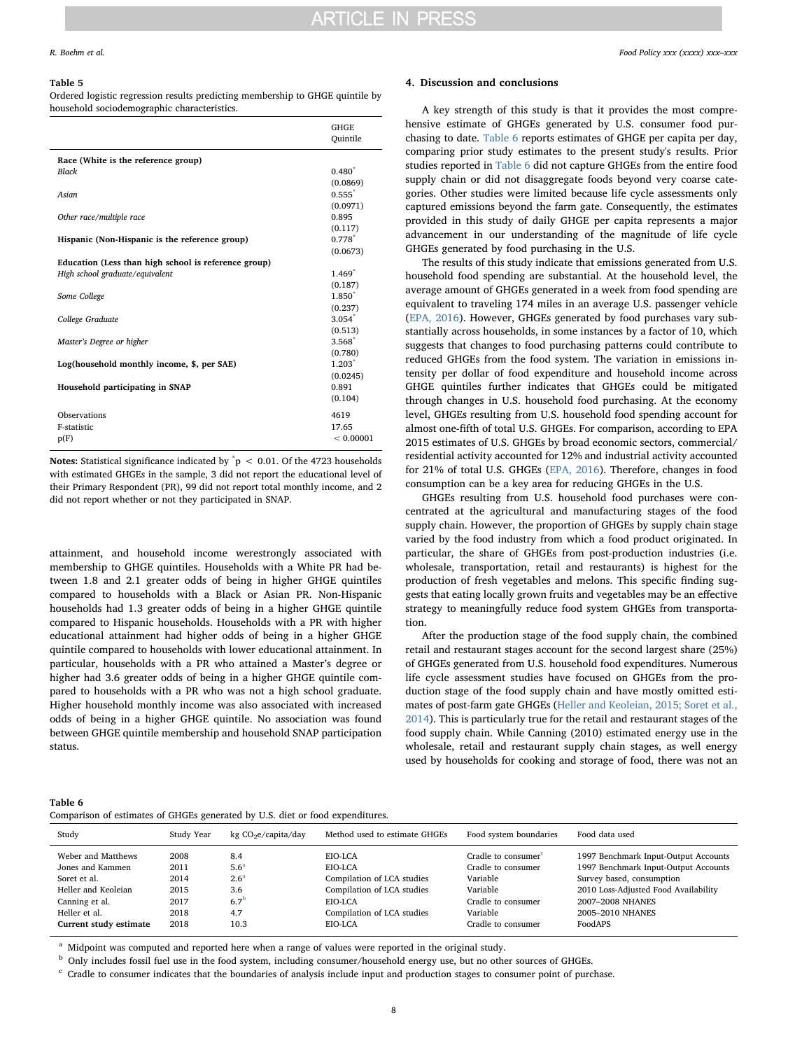**Table 5**
Ordered logistic regression results predicting membership to GHGE quintile by household sociodemographic characteristics.

| | GHGE Quintile |
|---|---|
| **Race (White is the reference group)** | |
| *Black* | 0.480* |
| | (0.0869) |
| *Asian* | 0.555* |
| | (0.0971) |
| *Other race/multiple race* | 0.895 |
| | (0.117) |
| **Hispanic (Non-Hispanic is the reference group)** | 0.778* |
| | (0.0673) |
| **Education (Less than high school is reference group)** | |
| *High school graduate/equivalent* | 1.469* |
| | (0.187) |
| *Some College* | 1.850* |
| | (0.237) |
| *College Graduate* | 3.054* |
| | (0.513) |
| *Master's Degree or higher* | 3.568* |
| | (0.780) |
| **Log(household monthly income, $, per SAE)** | 1.203* |
| | (0.0245) |
| **Household participating in SNAP** | 0.891 |
| | (0.104) |
| Observations | 4619 |
| F-statistic | 17.65 |
| p(F) | < 0.00001 |

**Notes:** Statistical significance indicated by *$p < 0.01$. Of the 4723 households with estimated GHGEs in the sample, 3 did not report the educational level of their Primary Respondent (PR), 99 did not report total monthly income, and 2 did not report whether or not they participated in SNAP.

attainment, and household income werestrongly associated with membership to GHGE quintiles. Households with a White PR had between 1.8 and 2.1 greater odds of being in higher GHGE quintiles compared to households with a Black or Asian PR. Non-Hispanic households had 1.3 greater odds of being in a higher GHGE quintile compared to Hispanic households. Households with a PR with higher educational attainment had higher odds of being in a higher GHGE quintile compared to households with lower educational attainment. In particular, households with a PR who attained a Master's degree or higher had 3.6 greater odds of being in a higher GHGE quintile compared to households with a PR who was not a high school graduate. Higher household monthly income was also associated with increased odds of being in a higher GHGE quintile. No association was found between GHGE quintile membership and household SNAP participation status.

## 4. Discussion and conclusions

A key strength of this study is that it provides the most comprehensive estimate of GHGEs generated by U.S. consumer food purchasing to date. Table 6 reports estimates of GHGE per capita per day, comparing prior study estimates to the present study's results. Prior studies reported in Table 6 did not capture GHGEs from the entire food supply chain or did not disaggregate foods beyond very coarse categories. Other studies were limited because life cycle assessments only captured emissions beyond the farm gate. Consequently, the estimates provided in this study of daily GHGE per capita represents a major advancement in our understanding of the magnitude of life cycle GHGEs generated by food purchasing in the U.S.

The results of this study indicate that emissions generated from U.S. household food spending are substantial. At the household level, the average amount of GHGEs generated in a week from food spending are equivalent to traveling 174 miles in an average U.S. passenger vehicle (EPA, 2016). However, GHGEs generated by food purchases vary substantially across households, in some instances by a factor of 10, which suggests that changes to food purchasing patterns could contribute to reduced GHGEs from the food system. The variation in emissions intensity per dollar of food expenditure and household income across GHGE quintiles further indicates that GHGEs could be mitigated through changes in U.S. household food purchasing. At the economy level, GHGEs resulting from U.S. household food spending account for almost one-fifth of total U.S. GHGEs. For comparison, according to EPA 2015 estimates of U.S. GHGEs by broad economic sectors, commercial/residential activity accounted for 12% and industrial activity accounted for 21% of total U.S. GHGEs (EPA, 2016). Therefore, changes in food consumption can be a key area for reducing GHGEs in the U.S.

GHGEs resulting from U.S. household food purchases were concentrated at the agricultural and manufacturing stages of the food supply chain. However, the proportion of GHGEs by supply chain stage varied by the food industry from which a food product originated. In particular, the share of GHGEs from post-production industries (i.e. wholesale, transportation, retail and restaurants) is highest for the production of fresh vegetables and melons. This specific finding suggests that eating locally grown fruits and vegetables may be an effective strategy to meaningfully reduce food system GHGEs from transportation.

After the production stage of the food supply chain, the combined retail and restaurant stages account for the second largest share (25%) of GHGEs generated from U.S. household food expenditures. Numerous life cycle assessment studies have focused on GHGEs from the production stage of the food supply chain and have mostly omitted estimates of post-farm gate GHGEs (Heller and Keoleian, 2015; Soret et al., 2014). This is particularly true for the retail and restaurant stages of the food supply chain. While Canning (2010) estimated energy use in the wholesale, retail and restaurant supply chain stages, as well energy used by households for cooking and storage of food, there was not an

**Table 6**
Comparison of estimates of GHGEs generated by U.S. diet or food expenditures.

| Study | Study Year | kg $CO_2$e/capita/day | Method used to estimate GHGEs | Food system boundaries | Food data used |
|---|---|---|---|---|---|
| Weber and Matthews | 2008 | 8.4 | EIO-LCA | Cradle to consumer[c] | 1997 Benchmark Input-Output Accounts |
| Jones and Kammen | 2011 | 5.6[a] | EIO-LCA | Cradle to consumer | 1997 Benchmark Input-Output Accounts |
| Soret et al. | 2014 | 2.6[a] | Compilation of LCA studies | Variable | Survey based, consumption |
| Heller and Keoleian | 2015 | 3.6 | Compilation of LCA studies | Variable | 2010 Loss-Adjusted Food Availability |
| Canning et al. | 2017 | 6.7[b] | EIO-LCA | Cradle to consumer | 2007–2008 NHANES |
| Heller et al. | 2018 | 4.7 | Compilation of LCA studies | Variable | 2005–2010 NHANES |
| **Current study estimate** | 2018 | 10.3 | EIO-LCA | Cradle to consumer | FoodAPS |

[a] Midpoint was computed and reported here when a range of values were reported in the original study.
[b] Only includes fossil fuel use in the food system, including consumer/household energy use, but no other sources of GHGEs.
[c] Cradle to consumer indicates that the boundaries of analysis include input and production stages to consumer point of purchase.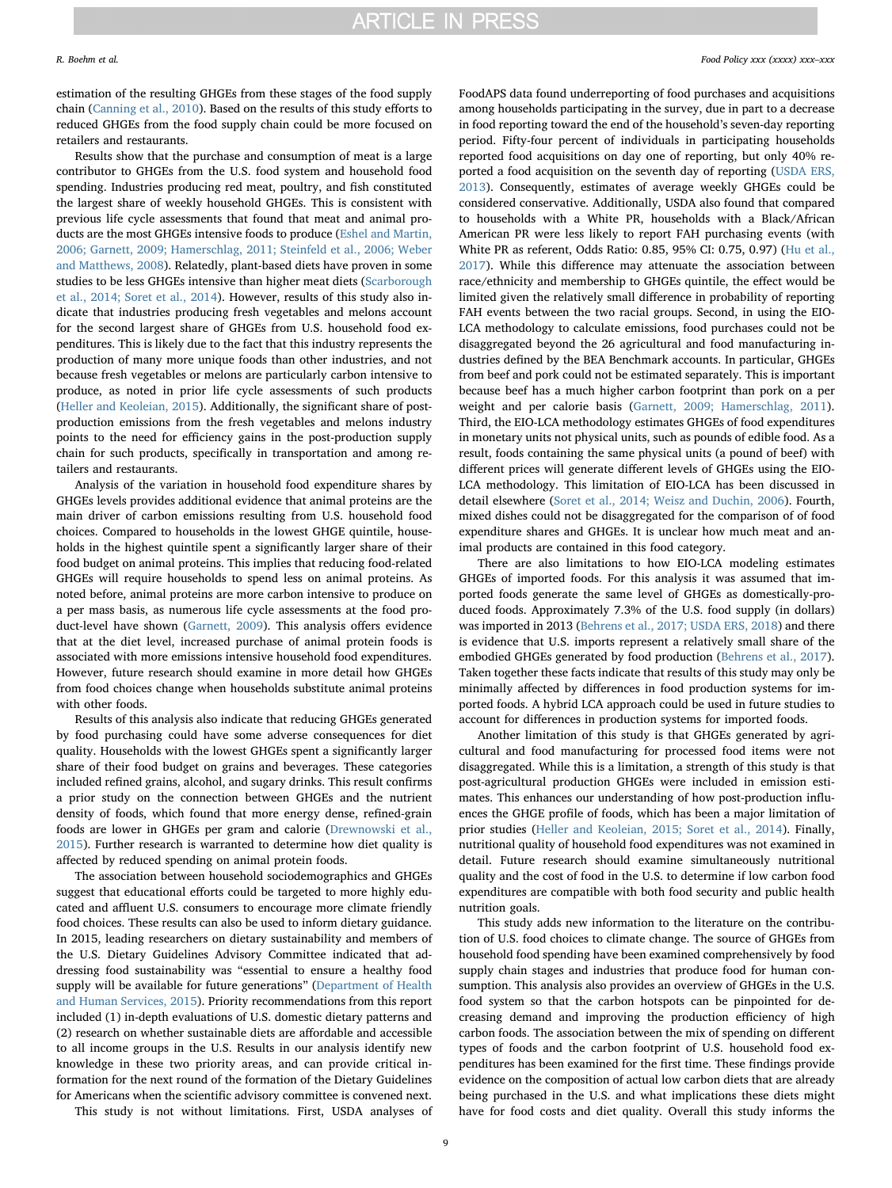estimation of the resulting GHGEs from these stages of the food supply chain (Canning et al., 2010). Based on the results of this study efforts to reduced GHGEs from the food supply chain could be more focused on retailers and restaurants.

Results show that the purchase and consumption of meat is a large contributor to GHGEs from the U.S. food system and household food spending. Industries producing red meat, poultry, and fish constituted the largest share of weekly household GHGEs. This is consistent with previous life cycle assessments that found that meat and animal products are the most GHGEs intensive foods to produce (Eshel and Martin, 2006; Garnett, 2009; Hamerschlag, 2011; Steinfeld et al., 2006; Weber and Matthews, 2008). Relatedly, plant-based diets have proven in some studies to be less GHGEs intensive than higher meat diets (Scarborough et al., 2014; Soret et al., 2014). However, results of this study also indicate that industries producing fresh vegetables and melons account for the second largest share of GHGEs from U.S. household food expenditures. This is likely due to the fact that this industry represents the production of many more unique foods than other industries, and not because fresh vegetables or melons are particularly carbon intensive to produce, as noted in prior life cycle assessments of such products (Heller and Keoleian, 2015). Additionally, the significant share of post-production emissions from the fresh vegetables and melons industry points to the need for efficiency gains in the post-production supply chain for such products, specifically in transportation and among retailers and restaurants.

Analysis of the variation in household food expenditure shares by GHGEs levels provides additional evidence that animal proteins are the main driver of carbon emissions resulting from U.S. household food choices. Compared to households in the lowest GHGE quintile, households in the highest quintile spent a significantly larger share of their food budget on animal proteins. This implies that reducing food-related GHGEs will require households to spend less on animal proteins. As noted before, animal proteins are more carbon intensive to produce on a per mass basis, as numerous life cycle assessments at the food product-level have shown (Garnett, 2009). This analysis offers evidence that at the diet level, increased purchase of animal protein foods is associated with more emissions intensive household food expenditures. However, future research should examine in more detail how GHGEs from food choices change when households substitute animal proteins with other foods.

Results of this analysis also indicate that reducing GHGEs generated by food purchasing could have some adverse consequences for diet quality. Households with the lowest GHGEs spent a significantly larger share of their food budget on grains and beverages. These categories included refined grains, alcohol, and sugary drinks. This result confirms a prior study on the connection between GHGEs and the nutrient density of foods, which found that more energy dense, refined-grain foods are lower in GHGEs per gram and calorie (Drewnowski et al., 2015). Further research is warranted to determine how diet quality is affected by reduced spending on animal protein foods.

The association between household sociodemographics and GHGEs suggest that educational efforts could be targeted to more highly educated and affluent U.S. consumers to encourage more climate friendly food choices. These results can also be used to inform dietary guidance. In 2015, leading researchers on dietary sustainability and members of the U.S. Dietary Guidelines Advisory Committee indicated that addressing food sustainability was "essential to ensure a healthy food supply will be available for future generations" (Department of Health and Human Services, 2015). Priority recommendations from this report included (1) in-depth evaluations of U.S. domestic dietary patterns and (2) research on whether sustainable diets are affordable and accessible to all income groups in the U.S. Results in our analysis identify new knowledge in these two priority areas, and can provide critical information for the next round of the formation of the Dietary Guidelines for Americans when the scientific advisory committee is convened next.

This study is not without limitations. First, USDA analyses of FoodAPS data found underreporting of food purchases and acquisitions among households participating in the survey, due in part to a decrease in food reporting toward the end of the household's seven-day reporting period. Fifty-four percent of individuals in participating households reported food acquisitions on day one of reporting, but only 40% reported a food acquisition on the seventh day of reporting (USDA ERS, 2013). Consequently, estimates of average weekly GHGEs could be considered conservative. Additionally, USDA also found that compared to households with a White PR, households with a Black/African American PR were less likely to report FAH purchasing events (with White PR as referent, Odds Ratio: 0.85, 95% CI: 0.75, 0.97) (Hu et al., 2017). While this difference may attenuate the association between race/ethnicity and membership to GHGEs quintile, the effect would be limited given the relatively small difference in probability of reporting FAH events between the two racial groups. Second, in using the EIO-LCA methodology to calculate emissions, food purchases could not be disaggregated beyond the 26 agricultural and food manufacturing industries defined by the BEA Benchmark accounts. In particular, GHGEs from beef and pork could not be estimated separately. This is important because beef has a much higher carbon footprint than pork on a per weight and per calorie basis (Garnett, 2009; Hamerschlag, 2011). Third, the EIO-LCA methodology estimates GHGEs of food expenditures in monetary units not physical units, such as pounds of edible food. As a result, foods containing the same physical units (a pound of beef) with different prices will generate different levels of GHGEs using the EIO-LCA methodology. This limitation of EIO-LCA has been discussed in detail elsewhere (Soret et al., 2014; Weisz and Duchin, 2006). Fourth, mixed dishes could not be disaggregated for the comparison of of food expenditure shares and GHGEs. It is unclear how much meat and animal products are contained in this food category.

There are also limitations to how EIO-LCA modeling estimates GHGEs of imported foods. For this analysis it was assumed that imported foods generate the same level of GHGEs as domestically-produced foods. Approximately 7.3% of the U.S. food supply (in dollars) was imported in 2013 (Behrens et al., 2017; USDA ERS, 2018) and there is evidence that U.S. imports represent a relatively small share of the embodied GHGEs generated by food production (Behrens et al., 2017). Taken together these facts indicate that results of this study may only be minimally affected by differences in food production systems for imported foods. A hybrid LCA approach could be used in future studies to account for differences in production systems for imported foods.

Another limitation of this study is that GHGEs generated by agricultural and food manufacturing for processed food items were not disaggregated. While this is a limitation, a strength of this study is that post-agricultural production GHGEs were included in emission estimates. This enhances our understanding of how post-production influences the GHGE profile of foods, which has been a major limitation of prior studies (Heller and Keoleian, 2015; Soret et al., 2014). Finally, nutritional quality of household food expenditures was not examined in detail. Future research should examine simultaneously nutritional quality and the cost of food in the U.S. to determine if low carbon food expenditures are compatible with both food security and public health nutrition goals.

This study adds new information to the literature on the contribution of U.S. food choices to climate change. The source of GHGEs from household food spending have been examined comprehensively by food supply chain stages and industries that produce food for human consumption. This analysis also provides an overview of GHGEs in the U.S. food system so that the carbon hotspots can be pinpointed for decreasing demand and improving the production efficiency of high carbon foods. The association between the mix of spending on different types of foods and the carbon footprint of U.S. household food expenditures has been examined for the first time. These findings provide evidence on the composition of actual low carbon diets that are already being purchased in the U.S. and what implications these diets might have for food costs and diet quality. Overall this study informs the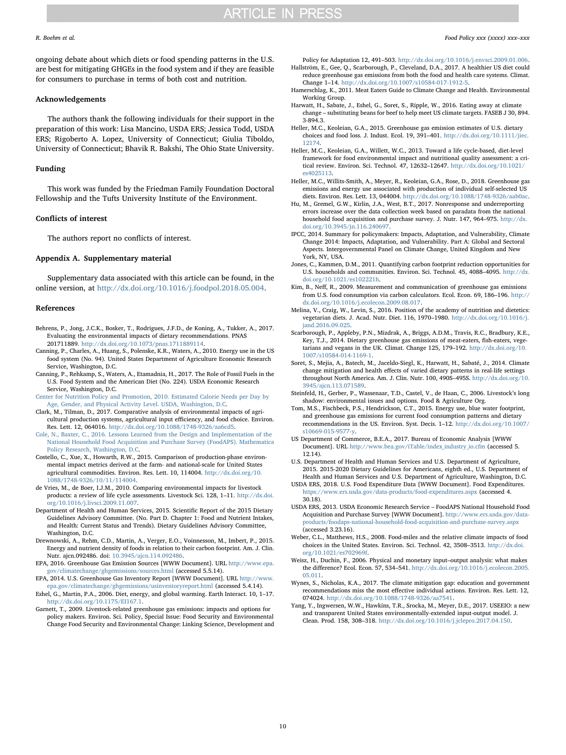ongoing debate about which diets or food spending patterns in the U.S. are best for mitigating GHGEs in the food system and if they are feasible for consumers to purchase in terms of both cost and nutrition.

## Acknowledgements

The authors thank the following individuals for their support in the preparation of this work: Lisa Mancino, USDA ERS; Jessica Todd, USDA ERS; Rigoberto A. Lopez, University of Connecticut; Giulia Tiboldo, University of Connecticut; Bhavik R. Bakshi, The Ohio State University.

## Funding

This work was funded by the Friedman Family Foundation Doctoral Fellowship and the Tufts University Institute of the Environment.

## Conflicts of interest

The authors report no conflicts of interest.

## Appendix A. Supplementary material

Supplementary data associated with this article can be found, in the online version, at http://dx.doi.org/10.1016/j.foodpol.2018.05.004.

## References

Behrens, P., Jong, J.C.K., Bosker, T., Rodrigues, J.F.D., de Koning, A., Tukker, A., 2017. Evaluating the environmental impacts of dietary recommendations. PNAS 201711889. http://dx.doi.org/10.1073/pnas.1711889114.

Canning, P., Charles, A., Huang, S., Polenske, K.R., Waters, A., 2010. Energy use in the US food system (No. 94). United States Department of Agriculture Economic Research Service, Washington, D.C.

Canning, P., Rehkamp, S., Waters, A., Etamadnia, H., 2017. The Role of Fossil Fuels in the U.S. Food System and the American Diet (No. 224). USDA Economic Research Service, Washington, D.C.

Center for Nutrition Policy and Promotion, 2010. Estimated Calorie Needs per Day by Age, Gender, and Physical Activity Level. USDA, Washington, D.C.

Clark, M., Tilman, D., 2017. Comparative analysis of environmental impacts of agricultural production systems, agricultural input efficiency, and food choice. Environ. Res. Lett. 12, 064016. http://dx.doi.org/10.1088/1748-9326/aa6cd5.

Cole, N., Baxter, C., 2016. Lessons Learned from the Design and Implementation of the National Household Food Acquisition and Purchase Survey (FoodAPS). Mathematica Policy Research, Washington, D.C.

Costello, C., Xue, X., Howarth, R.W., 2015. Comparison of production-phase environmental impact metrics derived at the farm- and national-scale for United States agricultural commodities. Environ. Res. Lett. 10, 114004. http://dx.doi.org/10.1088/1748-9326/10/11/114004.

de Vries, M., de Boer, I.J.M., 2010. Comparing environmental impacts for livestock products: a review of life cycle assessments. Livestock Sci. 128, 1–11. http://dx.doi.org/10.1016/j.livsci.2009.11.007.

Department of Health and Human Services, 2015. Scientific Report of the 2015 Dietary Guidelines Advisory Committee. (No. Part D. Chapter 1: Food and Nutrient Intakes, and Health: Current Status and Trends). Dietary Guidelines Advisory Committee, Washington, D.C.

Drewnowski, A., Rehm, C.D., Martin, A., Verger, E.O., Voinnesson, M., Imbert, P., 2015. Energy and nutrient density of foods in relation to their carbon footprint. Am. J. Clin. Nutr. ajcn.092486. doi: 10.3945/ajcn.114.092486.

EPA, 2016. Greenhouse Gas Emission Sources [WWW Document]. URL http://www.epa.gov/climatechange/ghgemissions/sources.html (accessed 5.5.14).

EPA, 2014. U.S. Greenhouse Gas Inventory Report [WWW Document]. URL http://www.epa.gov/climatechange/ghgemissions/usinventoryreport.html (accessed 5.4.14).

Eshel, G., Martin, P.A., 2006. Diet, energy, and global warming. Earth Interact. 10, 1–17. http://dx.doi.org/10.1175/EI167.1.

Garnett, T., 2009. Livestock-related greenhouse gas emissions: impacts and options for policy makers. Environ. Sci. Policy, Special Issue: Food Security and Environmental Change Food Security and Environmental Change: Linking Science, Development and Policy for Adaptation 12, 491–503. http://dx.doi.org/10.1016/j.envsci.2009.01.006.

Hallström, E., Gee, Q., Scarborough, P., Cleveland, D.A., 2017. A healthier US diet could reduce greenhouse gas emissions from both the food and health care systems. Climat. Change 1–14. http://dx.doi.org/10.1007/s10584-017-1912-5.

Hamerschlag, K., 2011. Meat Eaters Guide to Climate Change and Health. Environmental Working Group.

Harwatt, H., Sabate, J., Eshel, G., Soret, S., Ripple, W., 2016. Eating away at climate change – substituting beans for beef to help meet US climate targets. FASEB J 30, 894. 3-894.3.

Heller, M.C., Keoleian, G.A., 2015. Greenhouse gas emission estimates of U.S. dietary choices and food loss. J. Indust. Ecol. 19, 391–401. http://dx.doi.org/10.1111/jiec.12174.

Heller, M.C., Keoleian, G.A., Willett, W.C., 2013. Toward a life cycle-based, diet-level framework for food environmental impact and nutritional quality assessment: a critical review. Environ. Sci. Technol. 47, 12632–12647. http://dx.doi.org/10.1021/es4025113.

Heller, M.C., Willits-Smith, A., Meyer, R., Keoleian, G.A., Rose, D., 2018. Greenhouse gas emissions and energy use associated with production of individual self-selected US diets. Environ. Res. Lett. 13, 044004. http://dx.doi.org/10.1088/1748-9326/aab0ac.

Hu, M., Gremel, G.W., Kirlin, J.A., West, B.T., 2017. Nonresponse and underreporting errors increase over the data collection week based on paradata from the national household food acquisition and purchase survey. J. Nutr. 147, 964–975. http://dx.doi.org/10.3945/jn.116.240697.

IPCC, 2014. Summary for policymakers: Impacts, Adaptation, and Vulnerability, Climate Change 2014: Impacts, Adaptation, and Vulnerability. Part A: Global and Sectoral Aspects. Intergovernmental Panel on Climate Change, United Kingdom and New York, NY, USA.

Jones, C., Kammen, D.M., 2011. Quantifying carbon footprint reduction opportunities for U.S. households and communities. Environ. Sci. Technol. 45, 4088–4095. http://dx.doi.org/10.1021/es102221h.

Kim, B., Neff, R., 2009. Measurement and communication of greenhouse gas emissions from U.S. food consumption via carbon calculators. Ecol. Econ. 69, 186–196. http://dx.doi.org/10.1016/j.ecolecon.2009.08.017.

Melina, V., Craig, W., Levin, S., 2016. Position of the academy of nutrition and dietetics: vegetarian diets. J. Acad. Nutr. Diet. 116, 1970–1980. http://dx.doi.org/10.1016/j.jand.2016.09.025.

Scarborough, P., Appleby, P.N., Mizdrak, A., Briggs, A.D.M., Travis, R.C., Bradbury, K.E., Key, T.J., 2014. Dietary greenhouse gas emissions of meat-eaters, fish-eaters, vegetarians and vegans in the UK. Climat. Change 125, 179–192. http://dx.doi.org/10.1007/s10584-014-1169-1.

Soret, S., Mejia, A., Batech, M., Jaceldo-Siegl, K., Harwatt, H., Sabaté, J., 2014. Climate change mitigation and health effects of varied dietary patterns in real-life settings throughout North America. Am. J. Clin. Nutr. 100, 490S–495S. http://dx.doi.org/10.3945/ajcn.113.071589.

Steinfeld, H., Gerber, P., Wassenaar, T.D., Castel, V., de Haan, C., 2006. Livestock's long shadow: environmental issues and options. Food & Agriculture Org.

Tom, M.S., Fischbeck, P.S., Hendrickson, C.T., 2015. Energy use, blue water footprint, and greenhouse gas emissions for current food consumption patterns and dietary recommendations in the US. Environ. Syst. Decis. 1–12. http://dx.doi.org/10.1007/s10669-015-9577-y.

US Department of Commerce, B.E.A., 2017. Bureau of Economic Analysis [WWW Document]. URL http://www.bea.gov/iTable/index_industry_io.cfm (accessed 5.12.14).

U.S. Department of Health and Human Services and U.S. Department of Agriculture, 2015. 2015-2020 Dietary Guidelines for Americans, eighth ed., U.S. Department of Health and Human Services and U.S. Department of Agriculture, Washington, D.C.

USDA ERS, 2018. U.S. Food Expenditure Data [WWW Document]. Food Expenditures. https://www.ers.usda.gov/data-products/food-expenditures.aspx (accessed 4.30.18).

USDA ERS, 2013. USDA Economic Research Service – FoodAPS National Household Food Acquisition and Purchase Survey [WWW Document]. http://www.ers.usda.gov/data-products/foodaps-national-household-food-acquisition-and-purchase-survey.aspx (accessed 3.23.16).

Weber, C.L., Matthews, H.S., 2008. Food-miles and the relative climate impacts of food choices in the United States. Environ. Sci. Technol. 42, 3508–3513. http://dx.doi.org/10.1021/es702969f.

Weisz, H., Duchin, F., 2006. Physical and monetary input–output analysis: what makes the difference? Ecol. Econ. 57, 534–541. http://dx.doi.org/10.1016/j.ecolecon.2005.05.011.

Wynes, S., Nicholas, K.A., 2017. The climate mitigation gap: education and government recommendations miss the most effective individual actions. Environ. Res. Lett. 12, 074024. http://dx.doi.org/10.1088/1748-9326/aa7541.

Yang, Y., Ingwersen, W.W., Hawkins, T.R., Srocka, M., Meyer, D.E., 2017. USEEIO: a new and transparent United States environmentally-extended input-output model. J. Clean. Prod. 158, 308–318. http://dx.doi.org/10.1016/j.jclepro.2017.04.150.